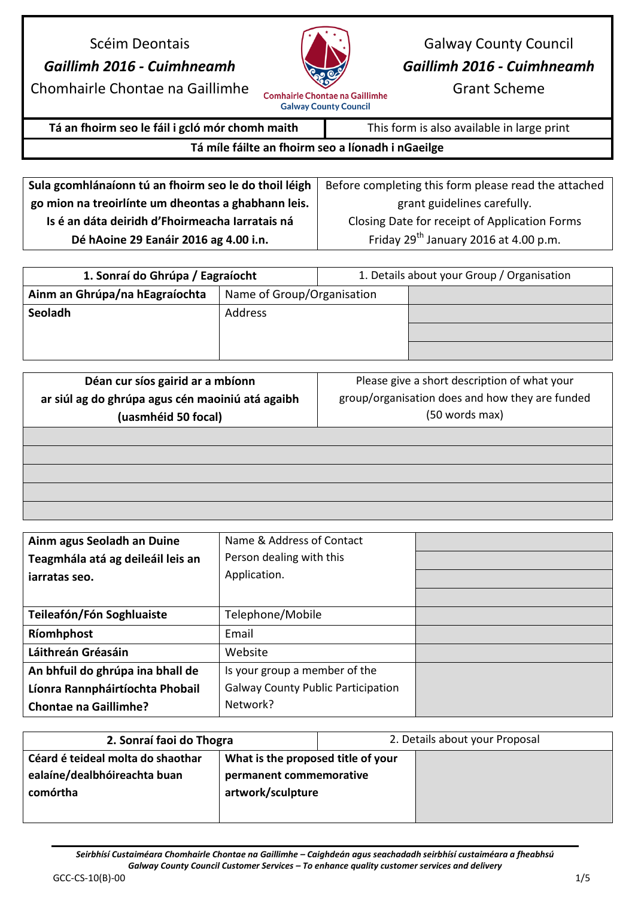| Scéim Deontais<br>***Gaillimh 2016 - Cuimhneamh***<br>Chomhairle Chontae na Gaillimhe | Comhairle Chontae na Gaillimhe<br>Galway County Council | Galway County Council<br>***Gaillimh 2016 - Cuimhneamh***<br>Grant Scheme |
|---|---|---|
| **Tá an fhoirm seo le fáil i gcló mór chomh maith** | | This form is also available in large print |
| **Tá míle fáilte an fhoirm seo a líonadh i nGaeilge** | | |

| **Sula gcomhlánaíonn tú an fhoirm seo le do thoil léigh go mion na treoirlínte um dheontas a ghabhann leis. Is é an dáta deiridh d'Fhoirmeacha Iarratais ná Dé hAoine 29 Eanáir 2016 ag 4.00 i.n.** | Before completing this form please read the attached grant guidelines carefully. Closing Date for receipt of Application Forms Friday 29th January 2016 at 4.00 p.m. |
|---|---|

| **1. Sonraí do Ghrúpa / Eagraíocht** | 1. Details about your Group / Organisation | |
|---|---|---|
| **Ainm an Ghrúpa/na hEagraíochta** | Name of Group/Organisation | |
| **Seoladh** | Address | |
| | | |
| | | |

| **Déan cur síos gairid ar a mbíonn ar siúl ag do ghrúpa agus cén maoiniú atá agaibh (uasmhéid 50 focal)** | Please give a short description of what your group/organisation does and how they are funded (50 words max) |
|---|---|
| | |
| | |
| | |
| | |
| | |

| **Ainm agus Seoladh an Duine Teagmhála atá ag deileáil leis an iarratas seo.** | Name & Address of Contact Person dealing with this Application. | |
|---|---|---|
| | | |
| | | |
| | | |
| **Teileafón/Fón Soghluaiste** | Telephone/Mobile | |
| **Ríomhphost** | Email | |
| **Láithreán Gréasáin** | Website | |
| **An bhfuil do ghrúpa ina bhall de Líonra Rannpháirtíochta Phobail Chontae na Gaillimhe?** | Is your group a member of the Galway County Public Participation Network? | |

| **2. Sonraí faoi do Thogra** | 2. Details about your Proposal | |
|---|---|---|
| **Céard é teideal molta do shaothar ealaíne/dealbhóireachta buan comórtha** | **What is the proposed title of your permanent commemorative artwork/sculpture** | |

***Seirbhísí Custaiméara Chomhairle Chontae na Gaillimhe – Caighdeán agus seachadadh seirbhísí custaiméara a fheabhsú***
***Galway County Council Customer Services – To enhance quality customer services and delivery***

GCC-CS-10(B)-00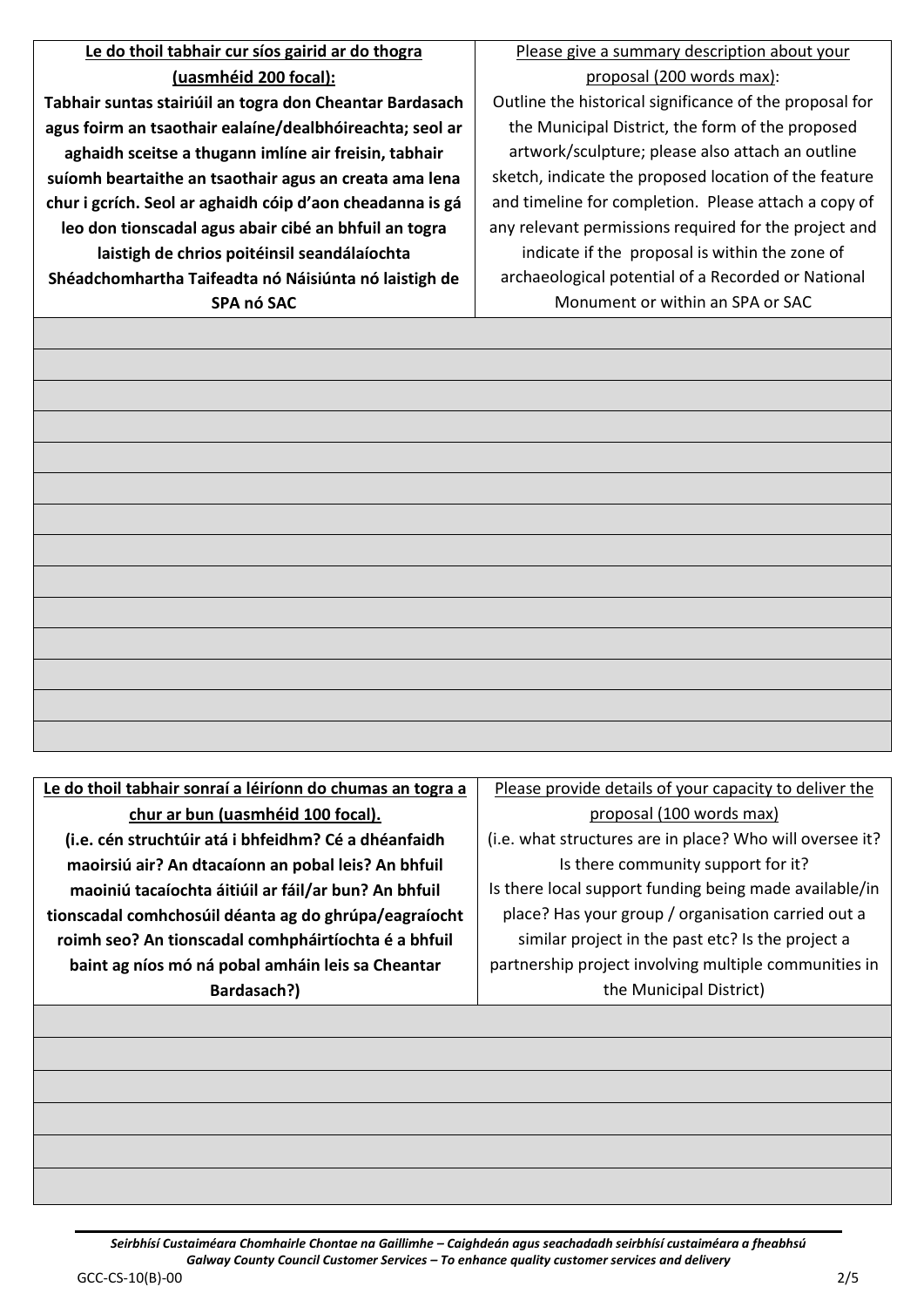| **Le do thoil tabhair cur síos gairid ar do thogra (uasmhéid 200 focal):** **Tabhair suntas stairiúil an togra don Cheantar Bardasach agus foirm an tsaothair ealaíne/dealbhóireachta; seol ar aghaidh sceitse a thugann imlíne air freisin, tabhair suíomh beartaithe an tsaothair agus an creata ama lena chur i gcrích. Seol ar aghaidh cóip d'aon cheadanna is gá leo don tionscadal agus abair cibé an bhfuil an togra laistigh de chrios poitéinsil seandálaíochta Shéadchomhartha Taifeadta nó Náisiúnta nó laistigh de SPA nó SAC** | Please give a summary description about your proposal (200 words max): Outline the historical significance of the proposal for the Municipal District, the form of the proposed artwork/sculpture; please also attach an outline sketch, indicate the proposed location of the feature and timeline for completion. Please attach a copy of any relevant permissions required for the project and indicate if the proposal is within the zone of archaeological potential of a Recorded or National Monument or within an SPA or SAC |
|---|---|
| | |
| | |
| | |
| | |
| | |
| | |
| | |
| | |
| | |
| | |
| | |
| | |
| | |
| | |

| **Le do thoil tabhair sonraí a léiríonn do chumas an togra a chur ar bun (uasmhéid 100 focal).** **(i.e. cén struchtúir atá i bhfeidhm? Cé a dhéanfaidh maoirsiú air? An dtacaíonn an pobal leis? An bhfuil maoiniú tacaíochta áitiúil ar fáil/ar bun? An bhfuil tionscadal comhchosúil déanta ag do ghrúpa/eagraíocht roimh seo? An tionscadal comhpháirtíochta é a bhfuil baint ag níos mó ná pobal amháin leis sa Cheantar Bardasach?)** | Please provide details of your capacity to deliver the proposal (100 words max) (i.e. what structures are in place? Who will oversee it? Is there community support for it? Is there local support funding being made available/in place? Has your group / organisation carried out a similar project in the past etc? Is the project a partnership project involving multiple communities in the Municipal District) |
|---|---|
| | |
| | |
| | |
| | |
| | |
| | |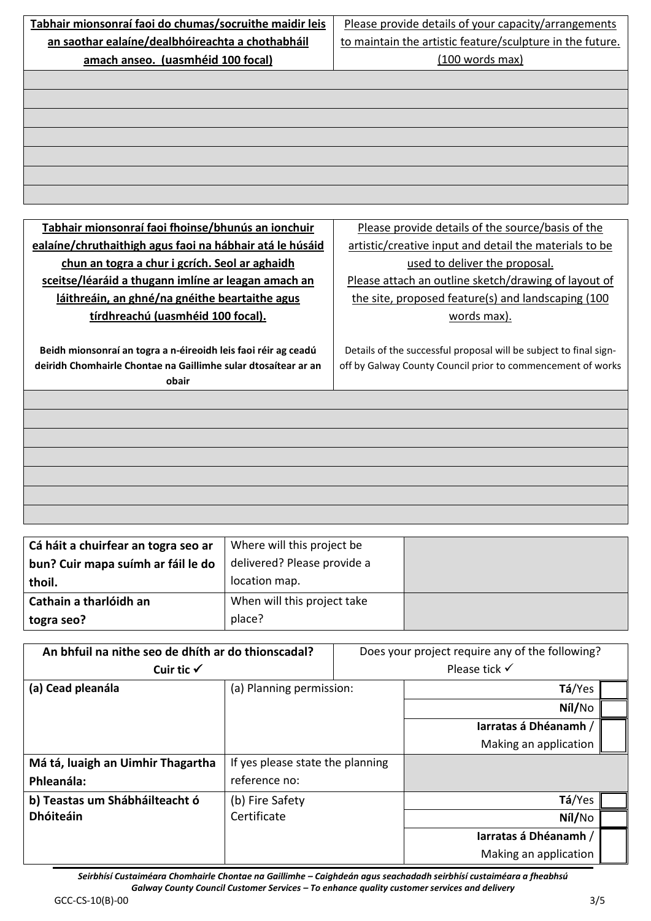| **Tabhair mionsonraí faoi do chumas/socruithe maidir leis an saothar ealaíne/dealbhóireachta a chothabháil amach anseo. (uasmhéid 100 focal)** | Please provide details of your capacity/arrangements to maintain the artistic feature/sculpture in the future. (100 words max) |
|---|---|
| | |

| **Tabhair mionsonraí faoi fhoinse/bhunús an ionchuir ealaíne/chruthaithigh agus faoi na hábhair atá le húsáid chun an togra a chur i gcrích. Seol ar aghaidh sceitse/léaráid a thugann imlíne ar leagan amach an láithreáin, an ghné/na gnéithe beartaithe agus tírdhreachú (uasmhéid 100 focal).**<br><br>**Beidh mionsonraí an togra a n-éireoidh leis faoi réir ag ceadú deiridh Chomhairle Chontae na Gaillimhe sular dtosaítear ar an obair** | Please provide details of the source/basis of the artistic/creative input and detail the materials to be used to deliver the proposal.<br>Please attach an outline sketch/drawing of layout of the site, proposed feature(s) and landscaping (100 words max).<br><br>Details of the successful proposal will be subject to final sign-off by Galway County Council prior to commencement of works |
|---|---|
| | |

| **Cá háit a chuirfear an togra seo ar bun? Cuir mapa suímh ar fáil le do thoil.** | Where will this project be delivered? Please provide a location map. | |
|---|---|---|
| **Cathain a tharlóidh an togra seo?** | When will this project take place? | |

| **An bhfuil na nithe seo de dhíth ar do thionscadal? Cuir tic ✓** | | Does your project require any of the following? Please tick ✓ | |
|---|---|---|---|
| **(a) Cead pleanála** | (a) Planning permission: | **Tá**/Yes | ☐ |
| | | **Níl/**No | ☐ |
| | | **Iarratas á Dhéanamh** / Making an application | ☐ |
| **Má tá, luaigh an Uimhir Thagartha Phleanála:** | If yes please state the planning reference no: | | |
| **b) Teastas um Shábháilteacht ó Dhóiteáin** | (b) Fire Safety Certificate | **Tá**/Yes | ☐ |
| | | **Níl/**No | ☐ |
| | | **Iarratas á Dhéanamh** / Making an application | ☐ |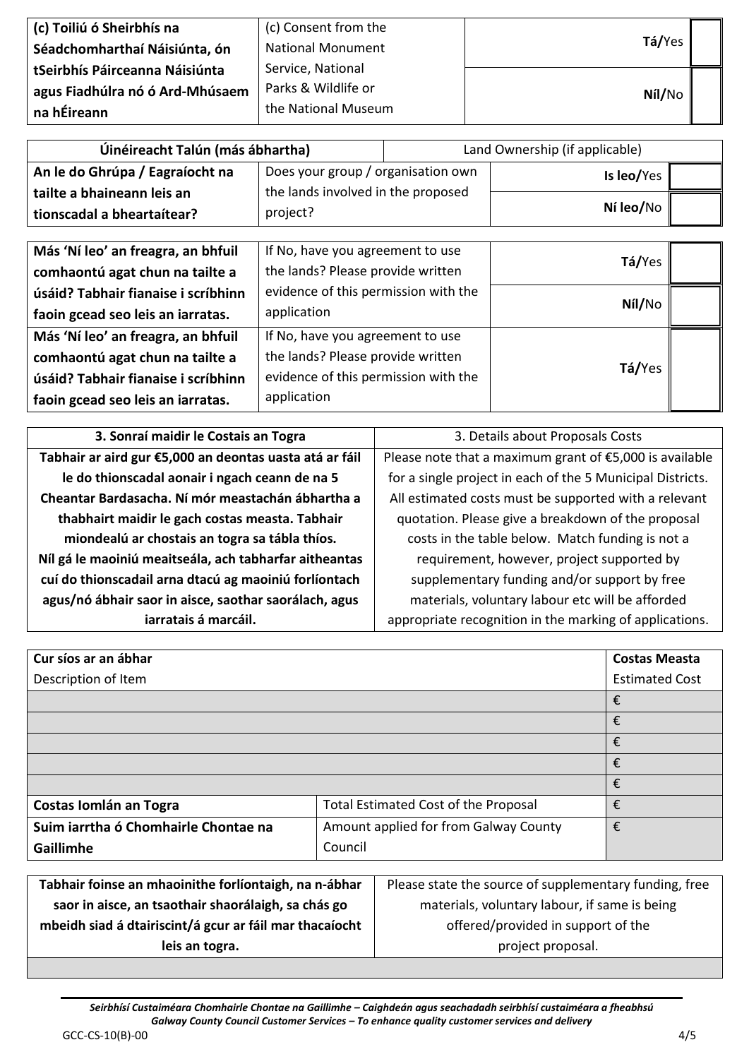| (c) Toiliú ó Sheirbhís na Séadchomharthaí Náisiúnta, ón tSeirbhís Páirceanna Náisiúnta agus Fiadhúlra nó ó Ard-Mhúsaem na hÉireann | (c) Consent from the National Monument Service, National Parks & Wildlife or the National Museum | Tá/Yes | |
|---|---|---|---|
| | | Níl/No | |

| Úinéireacht Talún (más ábhartha) | Land Ownership (if applicable) | | |
|---|---|---|---|
| An le do Ghrúpa / Eagraíocht na tailte a bhaineann leis an tionscadal a bheartaítear? | Does your group / organisation own the lands involved in the proposed project? | Is leo/Yes | |
| | | Ní leo/No | |

| Más 'Ní leo' an freagra, an bhfuil comhaontú agat chun na tailte a úsáid? Tabhair fianaise i scríbhinn faoin gcead seo leis an iarratas. | If No, have you agreement to use the lands? Please provide written evidence of this permission with the application | Tá/Yes | |
|---|---|---|---|
| | | Níl/No | |
| Más 'Ní leo' an freagra, an bhfuil comhaontú agat chun na tailte a úsáid? Tabhair fianaise i scríbhinn faoin gcead seo leis an iarratas. | If No, have you agreement to use the lands? Please provide written evidence of this permission with the application | Tá/Yes | |

| 3. Sonraí maidir le Costais an Togra | 3. Details about Proposals Costs |
|---|---|
| **Tabhair ar aird gur €5,000 an deontas uasta atá ar fáil le do thionscadal aonair i ngach ceann de na 5 Cheantar Bardasacha. Ní mór meastachán ábhartha a thabhairt maidir le gach costas measta. Tabhair miondealú ar chostais an togra sa tábla thíos. Níl gá le maoiniú meaitseála, ach tabharfar aitheantas cuí do thionscadail arna dtacú ag maoiniú forlíontach agus/nó ábhair saor in aisce, saothar saorálach, agus iarratais á marcáil.** | Please note that a maximum grant of €5,000 is available for a single project in each of the 5 Municipal Districts. All estimated costs must be supported with a relevant quotation. Please give a breakdown of the proposal costs in the table below. Match funding is not a requirement, however, project supported by supplementary funding and/or support by free materials, voluntary labour etc will be afforded appropriate recognition in the marking of applications. |

| **Cur síos ar an ábhar**<br>Description of Item | | **Costas Measta**<br>Estimated Cost |
|---|---|---|
| | | € |
| | | € |
| | | € |
| | | € |
| | | € |
| **Costas Iomlán an Togra** | Total Estimated Cost of the Proposal | € |
| **Suim iarrtha ó Chomhairle Chontae na Gaillimhe** | Amount applied for from Galway County Council | € |

| Tabhair foinse an mhaoinithe forlíontaigh, na n-ábhar saor in aisce, an tsaothair shaorálaigh, sa chás go mbeidh siad á dtairiscint/á gcur ar fáil mar thacaíocht leis an togra. | Please state the source of supplementary funding, free materials, voluntary labour, if same is being offered/provided in support of the project proposal. |
|---|---|
| | |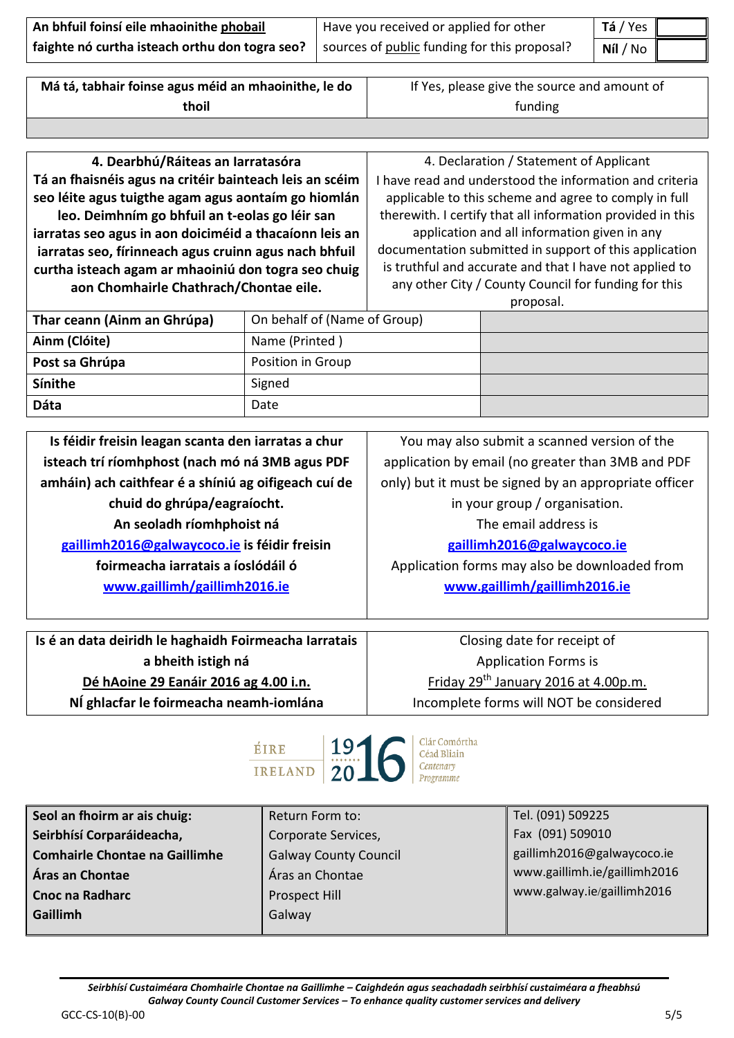| | | | |
|---|---|---|---|
| **An bhfuil foinsí eile mhaoinithe <u>phobail</u> faighte nó curtha isteach orthu don togra seo?** | Have you received or applied for other sources of <u>public</u> funding for this proposal? | **Tá** / Yes | |
| | | **Níl** / No | |

| **Má tá, tabhair foinse agus méid an mhaoinithe, le do thoil** | If Yes, please give the source and amount of funding |
|---|---|
| | |

| **4. Dearbhú/Ráiteas an Iarratasóra** | 4. Declaration / Statement of Applicant |
|---|---|
| **Tá an fhaisnéis agus na critéir bainteach leis an scéim seo léite agus tuigthe agam agus aontaím go hiomlán leo. Deimhním go bhfuil an t-eolas go léir san iarratas seo agus in aon doiciméid a thacaíonn leis an iarratas seo, fírinneach agus cruinn agus nach bhfuil curtha isteach agam ar mhaoiniú don togra seo chuig aon Chomhairle Chathrach/Chontae eile.** | I have read and understood the information and criteria applicable to this scheme and agree to comply in full therewith. I certify that all information provided in this application and all information given in any documentation submitted in support of this application is truthful and accurate and that I have not applied to any other City / County Council for funding for this proposal. |

| | | |
|---|---|---|
| **Thar ceann (Ainm an Ghrúpa)** | On behalf of (Name of Group) | |
| **Ainm (Clóite)** | Name (Printed ) | |
| **Post sa Ghrúpa** | Position in Group | |
| **Síníthe** | Signed | |
| **Dáta** | Date | |

| | |
|---|---|
| **Is féidir freisin leagan scanta den iarratas a chur isteach trí ríomhphost (nach mó ná 3MB agus PDF amháin) ach caithfear é a shíniú ag oifigeach cuí de chuid do ghrúpa/eagraíocht.** **An seoladh ríomhphoist ná** **gaillimh2016@galwaycoco.ie** **is féidir freisin foirmeacha iarratais a íoslódáil ó** **www.gaillimh/gaillimh2016.ie** | You may also submit a scanned version of the application by email (no greater than 3MB and PDF only) but it must be signed by an appropriate officer in your group / organisation. The email address is **gaillimh2016@galwaycoco.ie** Application forms may also be downloaded from **www.gaillimh/gaillimh2016.ie** |

| | |
|---|---|
| **Is é an data deiridh le haghaidh Foirmeacha Iarratais a bheith istigh ná** **<u>Dé hAoine 29 Eanáir 2016 ag 4.00 i.n.</u>** **Ní ghlacfar le foirmeacha neamh-iomlána** | Closing date for receipt of Application Forms is <u>Friday 29th January 2016 at 4.00p.m.</u> Incomplete forms will NOT be considered |

ÉIRE IRELAND 1916 2016 Clár Comórtha Céad Bliain Centenary Programme

| | | |
|---|---|---|
| **Seol an fhoirm ar ais chuig:** **Seirbhísí Corparáideacha,** **Comhairle Chontae na Gaillimhe** **Áras an Chontae** **Cnoc na Radharc** **Gaillimh** | Return Form to: Corporate Services, Galway County Council Áras an Chontae Prospect Hill Galway | Tel. (091) 509225 Fax (091) 509010 gaillimh2016@galwaycoco.ie www.gaillimh.ie/gaillimh2016 www.galway.ie/gaillimh2016 |

***Seirbhísí Custaiméara Chomhairle Chontae na Gaillimhe – Caighdeán agus seachadadh seirbhísí custaiméara a fheabhsú***
***Galway County Council Customer Services – To enhance quality customer services and delivery***

GCC-CS-10(B)-00